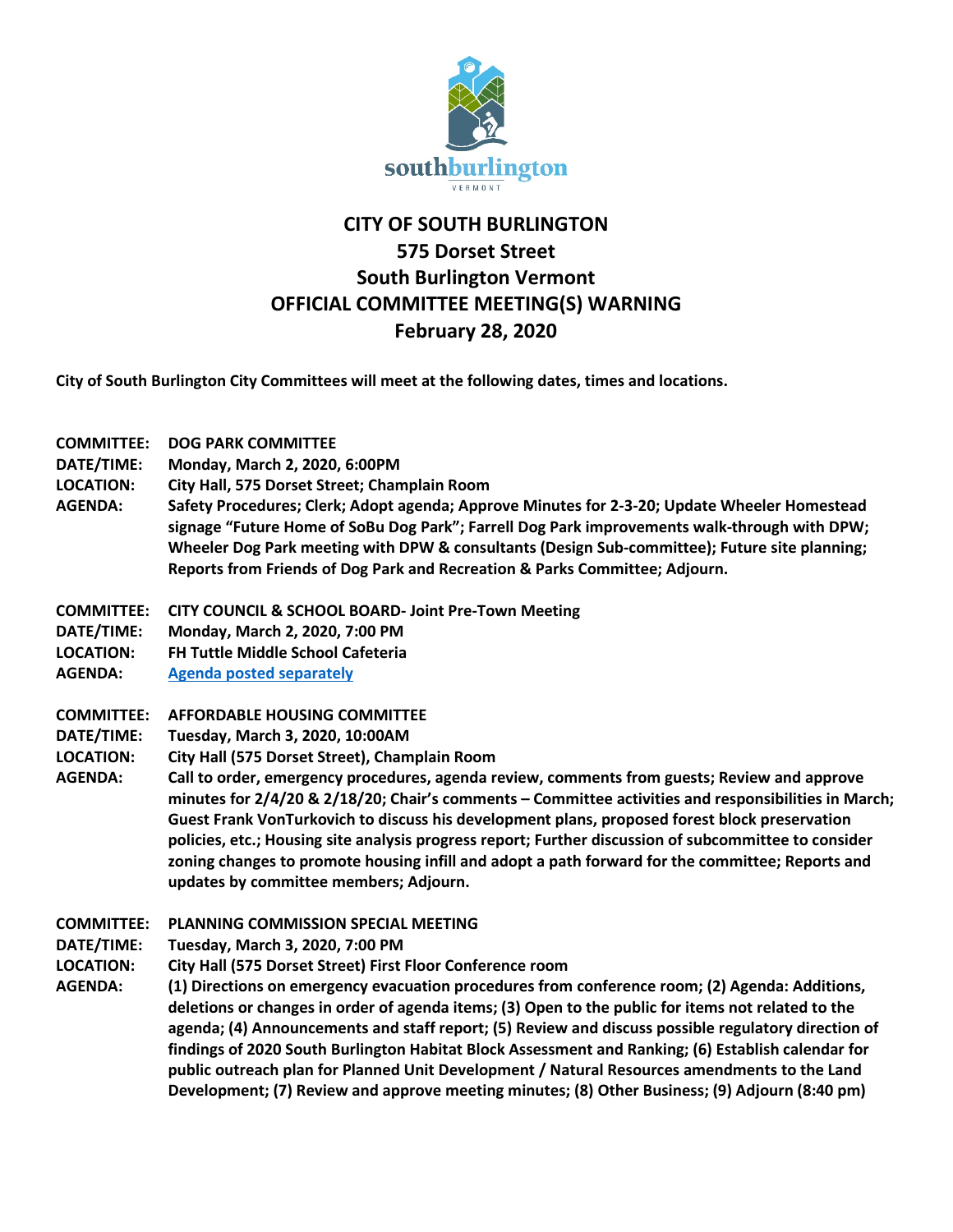southburlington
VERMONT

# CITY OF SOUTH BURLINGTON
## 575 Dorset Street
## South Burlington Vermont
## OFFICIAL COMMITTEE MEETING(S) WARNING
## February 28, 2020

**City of South Burlington City Committees will meet at the following dates, times and locations.**

**COMMITTEE:** **DOG PARK COMMITTEE**
**DATE/TIME:** **Monday, March 2, 2020, 6:00PM**
**LOCATION:** **City Hall, 575 Dorset Street; Champlain Room**
**AGENDA:** **Safety Procedures; Clerk; Adopt agenda; Approve Minutes for 2-3-20; Update Wheeler Homestead signage "Future Home of SoBu Dog Park"; Farrell Dog Park improvements walk-through with DPW; Wheeler Dog Park meeting with DPW & consultants (Design Sub-committee); Future site planning; Reports from Friends of Dog Park and Recreation & Parks Committee; Adjourn.**

**COMMITTEE:** **CITY COUNCIL & SCHOOL BOARD- Joint Pre-Town Meeting**
**DATE/TIME:** **Monday, March 2, 2020, 7:00 PM**
**LOCATION:** **FH Tuttle Middle School Cafeteria**
**AGENDA:** **Agenda posted separately**

**COMMITTEE:** **AFFORDABLE HOUSING COMMITTEE**
**DATE/TIME:** **Tuesday, March 3, 2020, 10:00AM**
**LOCATION:** **City Hall (575 Dorset Street), Champlain Room**
**AGENDA:** **Call to order, emergency procedures, agenda review, comments from guests; Review and approve minutes for 2/4/20 & 2/18/20; Chair's comments – Committee activities and responsibilities in March; Guest Frank VonTurkovich to discuss his development plans, proposed forest block preservation policies, etc.; Housing site analysis progress report; Further discussion of subcommittee to consider zoning changes to promote housing infill and adopt a path forward for the committee; Reports and updates by committee members; Adjourn.**

**COMMITTEE:** **PLANNING COMMISSION SPECIAL MEETING**
**DATE/TIME:** **Tuesday, March 3, 2020, 7:00 PM**
**LOCATION:** **City Hall (575 Dorset Street) First Floor Conference room**
**AGENDA:** **(1) Directions on emergency evacuation procedures from conference room; (2) Agenda: Additions, deletions or changes in order of agenda items; (3) Open to the public for items not related to the agenda; (4) Announcements and staff report; (5) Review and discuss possible regulatory direction of findings of 2020 South Burlington Habitat Block Assessment and Ranking; (6) Establish calendar for public outreach plan for Planned Unit Development / Natural Resources amendments to the Land Development; (7) Review and approve meeting minutes; (8) Other Business; (9) Adjourn (8:40 pm)**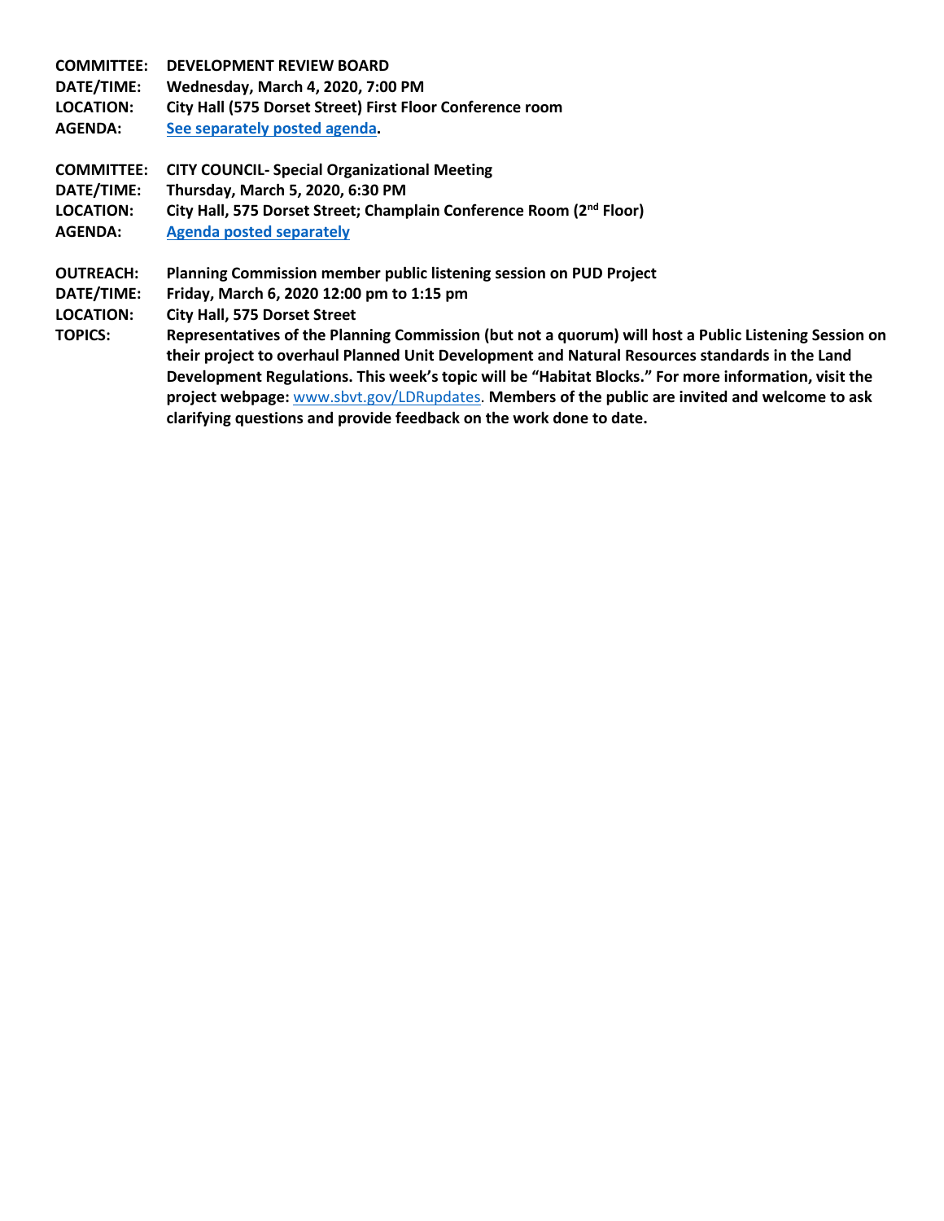**COMMITTEE:** **DEVELOPMENT REVIEW BOARD**
**DATE/TIME:** **Wednesday, March 4, 2020, 7:00 PM**
**LOCATION:** **City Hall (575 Dorset Street) First Floor Conference room**
**AGENDA:** **See separately posted agenda.**

**COMMITTEE:** **CITY COUNCIL- Special Organizational Meeting**
**DATE/TIME:** **Thursday, March 5, 2020, 6:30 PM**
**LOCATION:** **City Hall, 575 Dorset Street; Champlain Conference Room (2nd Floor)**
**AGENDA:** **Agenda posted separately**

**OUTREACH:** **Planning Commission member public listening session on PUD Project**
**DATE/TIME:** **Friday, March 6, 2020 12:00 pm to 1:15 pm**
**LOCATION:** **City Hall, 575 Dorset Street**
**TOPICS:** **Representatives of the Planning Commission (but not a quorum) will host a Public Listening Session on their project to overhaul Planned Unit Development and Natural Resources standards in the Land Development Regulations. This week's topic will be "Habitat Blocks." For more information, visit the project webpage:** www.sbvt.gov/LDRupdates. **Members of the public are invited and welcome to ask clarifying questions and provide feedback on the work done to date.**